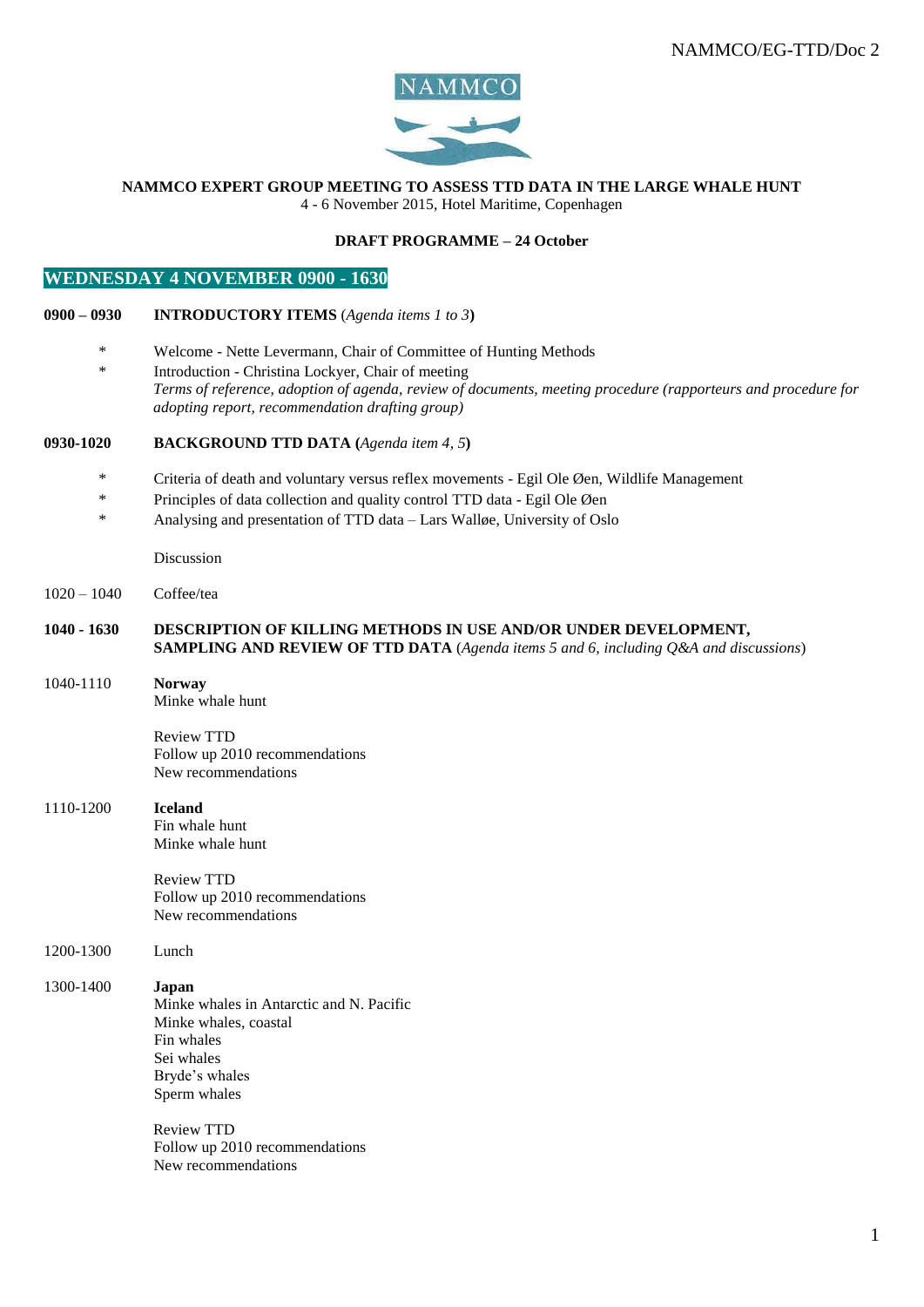NAMMCO/EG-TTD/Doc 2

NAMMCO

**NAMMCO EXPERT GROUP MEETING TO ASSESS TTD DATA IN THE LARGE WHALE HUNT**
4 - 6 November 2015, Hotel Maritime, Copenhagen

**DRAFT PROGRAMME – 24 October**

## WEDNESDAY 4 NOVEMBER 0900 - 1630

**0900 – 0930** **INTRODUCTORY ITEMS** (*Agenda items 1 to 3*)

- Welcome - Nette Levermann, Chair of Committee of Hunting Methods
- Introduction - Christina Lockyer, Chair of meeting
  *Terms of reference, adoption of agenda, review of documents, meeting procedure (rapporteurs and procedure for adopting report, recommendation drafting group)*

**0930-1020** **BACKGROUND TTD DATA** (*Agenda item 4, 5*)

- Criteria of death and voluntary versus reflex movements - Egil Ole Øen, Wildlife Management
- Principles of data collection and quality control TTD data - Egil Ole Øen
- Analysing and presentation of TTD data – Lars Walløe, University of Oslo

Discussion

1020 – 1040 Coffee/tea

**1040 - 1630** **DESCRIPTION OF KILLING METHODS IN USE AND/OR UNDER DEVELOPMENT, SAMPLING AND REVIEW OF TTD DATA** (*Agenda items 5 and 6, including Q&A and discussions*)

1040-1110 **Norway**
Minke whale hunt

Review TTD
Follow up 2010 recommendations
New recommendations

1110-1200 **Iceland**
Fin whale hunt
Minke whale hunt

Review TTD
Follow up 2010 recommendations
New recommendations

1200-1300 Lunch

1300-1400 **Japan**
Minke whales in Antarctic and N. Pacific
Minke whales, coastal
Fin whales
Sei whales
Bryde's whales
Sperm whales

Review TTD
Follow up 2010 recommendations
New recommendations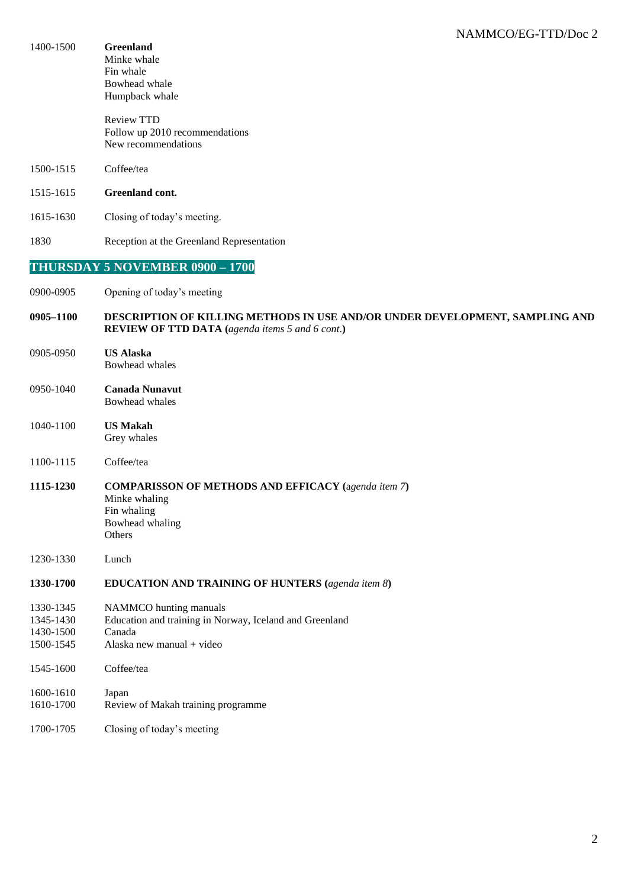1400-1500 **Greenland**
Minke whale
Fin whale
Bowhead whale
Humpback whale

Review TTD
Follow up 2010 recommendations
New recommendations

1500-1515 Coffee/tea

1515-1615 **Greenland cont.**

1615-1630 Closing of today's meeting.

1830 Reception at the Greenland Representation

## THURSDAY 5 NOVEMBER 0900 – 1700

0900-0905 Opening of today's meeting

**0905–1100 DESCRIPTION OF KILLING METHODS IN USE AND/OR UNDER DEVELOPMENT, SAMPLING AND REVIEW OF TTD DATA (*agenda items 5 and 6 cont.*)**

0905-0950 **US Alaska**
Bowhead whales

0950-1040 **Canada Nunavut**
Bowhead whales

1040-1100 **US Makah**
Grey whales

1100-1115 Coffee/tea

**1115-1230 COMPARISSON OF METHODS AND EFFICACY (*agenda item 7*)**
Minke whaling
Fin whaling
Bowhead whaling
Others

1230-1330 Lunch

**1330-1700 EDUCATION AND TRAINING OF HUNTERS (*agenda item 8*)**

1330-1345 NAMMCO hunting manuals
1345-1430 Education and training in Norway, Iceland and Greenland
1430-1500 Canada
1500-1545 Alaska new manual + video

1545-1600 Coffee/tea

1600-1610 Japan
1610-1700 Review of Makah training programme

1700-1705 Closing of today's meeting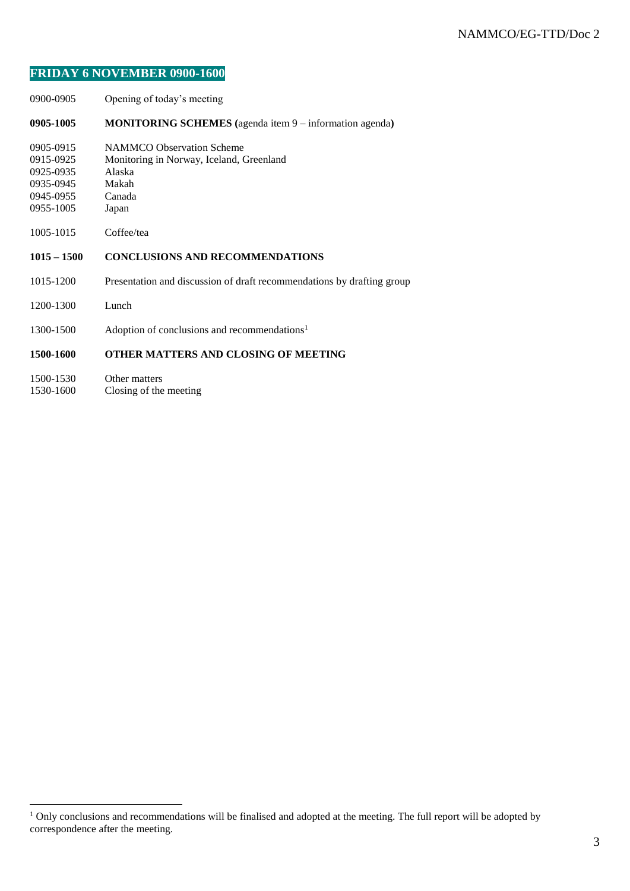## FRIDAY 6 NOVEMBER 0900-1600

| | |
|---|---|
| 0900-0905 | Opening of today's meeting |
| **0905-1005** | **MONITORING SCHEMES (**agenda item 9 – information agenda**)** |
| 0905-0915 | NAMMCO Observation Scheme |
| 0915-0925 | Monitoring in Norway, Iceland, Greenland |
| 0925-0935 | Alaska |
| 0935-0945 | Makah |
| 0945-0955 | Canada |
| 0955-1005 | Japan |
| 1005-1015 | Coffee/tea |
| **1015 – 1500** | **CONCLUSIONS AND RECOMMENDATIONS** |
| 1015-1200 | Presentation and discussion of draft recommendations by drafting group |
| 1200-1300 | Lunch |
| 1300-1500 | Adoption of conclusions and recommendations[1] |
| **1500-1600** | **OTHER MATTERS AND CLOSING OF MEETING** |
| 1500-1530 | Other matters |
| 1530-1600 | Closing of the meeting |

[1] Only conclusions and recommendations will be finalised and adopted at the meeting. The full report will be adopted by correspondence after the meeting.